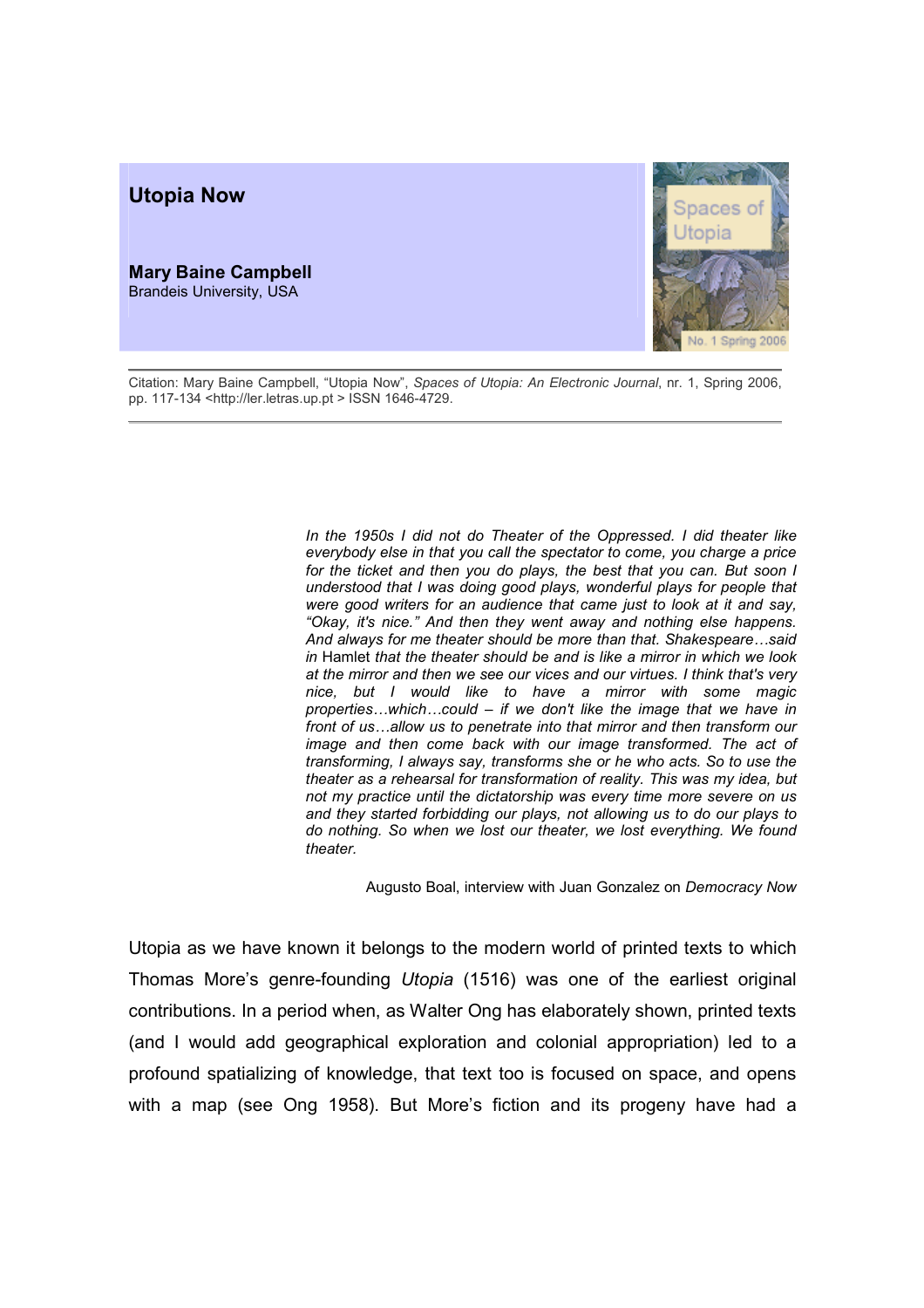# Utopia Now

**Mary Baine Campbell**
Brandeis University, USA

Spaces of Utopia
No. 1 Spring 2006

---

Citation: Mary Baine Campbell, "Utopia Now", *Spaces of Utopia: An Electronic Journal*, nr. 1, Spring 2006, pp. 117-134 <http://ler.letras.up.pt > ISSN 1646-4729.

---

> *In the 1950s I did not do Theater of the Oppressed. I did theater like everybody else in that you call the spectator to come, you charge a price for the ticket and then you do plays, the best that you can. But soon I understood that I was doing good plays, wonderful plays for people that were good writers for an audience that came just to look at it and say, "Okay, it's nice." And then they went away and nothing else happens. And always for me theater should be more than that. Shakespeare…said in* Hamlet *that the theater should be and is like a mirror in which we look at the mirror and then we see our vices and our virtues. I think that's very nice, but I would like to have a mirror with some magic properties…which…could – if we don't like the image that we have in front of us…allow us to penetrate into that mirror and then transform our image and then come back with our image transformed. The act of transforming, I always say, transforms she or he who acts. So to use the theater as a rehearsal for transformation of reality. This was my idea, but not my practice until the dictatorship was every time more severe on us and they started forbidding our plays, not allowing us to do our plays to do nothing. So when we lost our theater, we lost everything. We found theater.*
>
> Augusto Boal, interview with Juan Gonzalez on *Democracy Now*

Utopia as we have known it belongs to the modern world of printed texts to which Thomas More's genre-founding *Utopia* (1516) was one of the earliest original contributions. In a period when, as Walter Ong has elaborately shown, printed texts (and I would add geographical exploration and colonial appropriation) led to a profound spatializing of knowledge, that text too is focused on space, and opens with a map (see Ong 1958). But More's fiction and its progeny have had a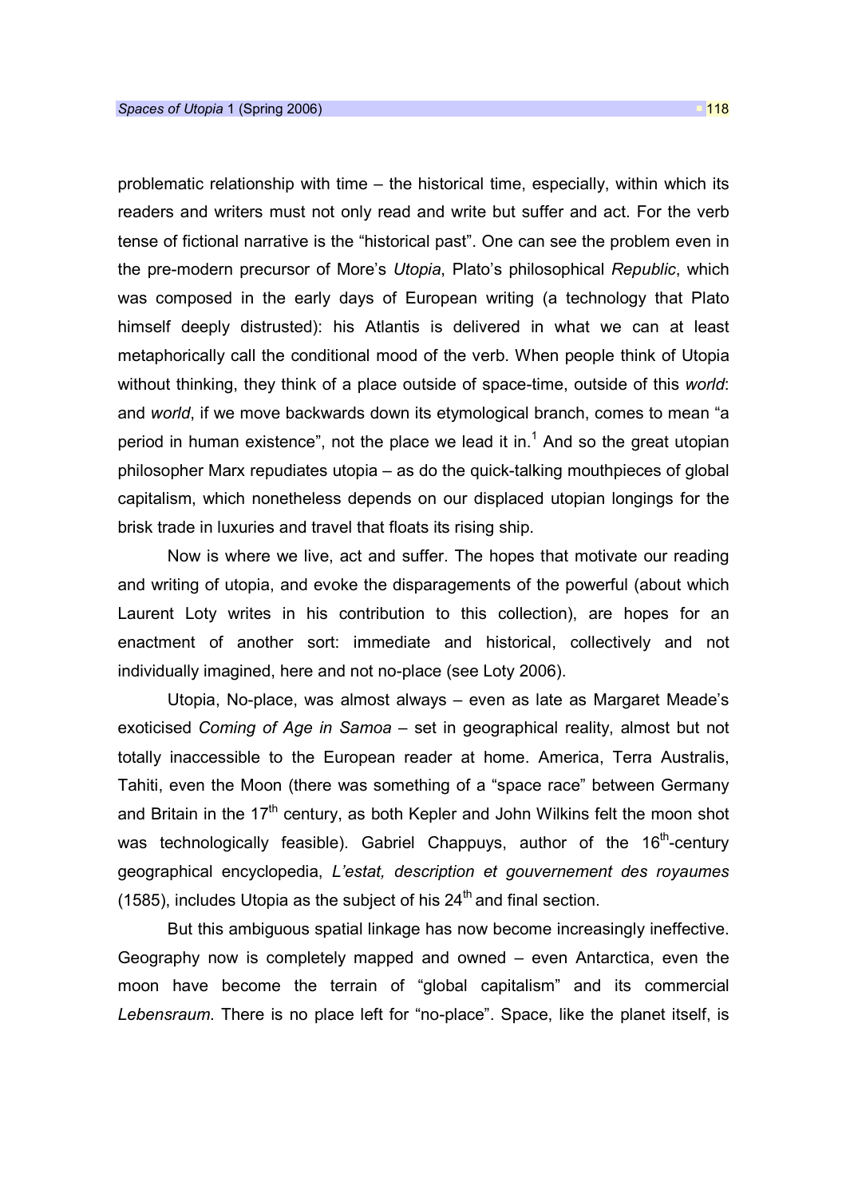problematic relationship with time – the historical time, especially, within which its readers and writers must not only read and write but suffer and act. For the verb tense of fictional narrative is the "historical past". One can see the problem even in the pre-modern precursor of More's *Utopia*, Plato's philosophical *Republic*, which was composed in the early days of European writing (a technology that Plato himself deeply distrusted): his Atlantis is delivered in what we can at least metaphorically call the conditional mood of the verb. When people think of Utopia without thinking, they think of a place outside of space-time, outside of this *world*: and *world*, if we move backwards down its etymological branch, comes to mean "a period in human existence", not the place we lead it in.[1] And so the great utopian philosopher Marx repudiates utopia – as do the quick-talking mouthpieces of global capitalism, which nonetheless depends on our displaced utopian longings for the brisk trade in luxuries and travel that floats its rising ship.

Now is where we live, act and suffer. The hopes that motivate our reading and writing of utopia, and evoke the disparagements of the powerful (about which Laurent Loty writes in his contribution to this collection), are hopes for an enactment of another sort: immediate and historical, collectively and not individually imagined, here and not no-place (see Loty 2006).

Utopia, No-place, was almost always – even as late as Margaret Meade's exoticised *Coming of Age in Samoa* – set in geographical reality, almost but not totally inaccessible to the European reader at home. America, Terra Australis, Tahiti, even the Moon (there was something of a "space race" between Germany and Britain in the 17th century, as both Kepler and John Wilkins felt the moon shot was technologically feasible). Gabriel Chappuys, author of the 16th-century geographical encyclopedia, *L'estat, description et gouvernement des royaumes* (1585), includes Utopia as the subject of his 24th and final section.

But this ambiguous spatial linkage has now become increasingly ineffective. Geography now is completely mapped and owned – even Antarctica, even the moon have become the terrain of "global capitalism" and its commercial *Lebensraum*. There is no place left for "no-place". Space, like the planet itself, is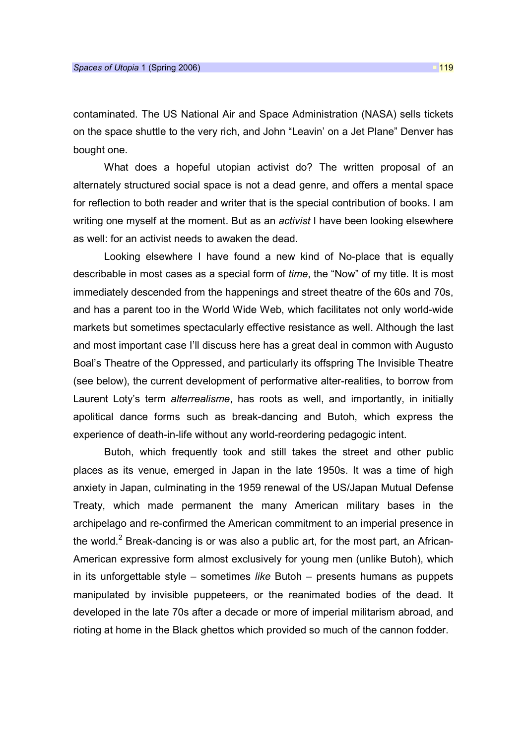contaminated. The US National Air and Space Administration (NASA) sells tickets on the space shuttle to the very rich, and John "Leavin' on a Jet Plane" Denver has bought one.

What does a hopeful utopian activist do? The written proposal of an alternately structured social space is not a dead genre, and offers a mental space for reflection to both reader and writer that is the special contribution of books. I am writing one myself at the moment. But as an *activist* I have been looking elsewhere as well: for an activist needs to awaken the dead.

Looking elsewhere I have found a new kind of No-place that is equally describable in most cases as a special form of *time*, the "Now" of my title. It is most immediately descended from the happenings and street theatre of the 60s and 70s, and has a parent too in the World Wide Web, which facilitates not only world-wide markets but sometimes spectacularly effective resistance as well. Although the last and most important case I'll discuss here has a great deal in common with Augusto Boal's Theatre of the Oppressed, and particularly its offspring The Invisible Theatre (see below), the current development of performative alter-realities, to borrow from Laurent Loty's term *alterrealisme*, has roots as well, and importantly, in initially apolitical dance forms such as break-dancing and Butoh, which express the experience of death-in-life without any world-reordering pedagogic intent.

Butoh, which frequently took and still takes the street and other public places as its venue, emerged in Japan in the late 1950s. It was a time of high anxiety in Japan, culminating in the 1959 renewal of the US/Japan Mutual Defense Treaty, which made permanent the many American military bases in the archipelago and re-confirmed the American commitment to an imperial presence in the world.[2] Break-dancing is or was also a public art, for the most part, an African-American expressive form almost exclusively for young men (unlike Butoh), which in its unforgettable style – sometimes *like* Butoh – presents humans as puppets manipulated by invisible puppeteers, or the reanimated bodies of the dead. It developed in the late 70s after a decade or more of imperial militarism abroad, and rioting at home in the Black ghettos which provided so much of the cannon fodder.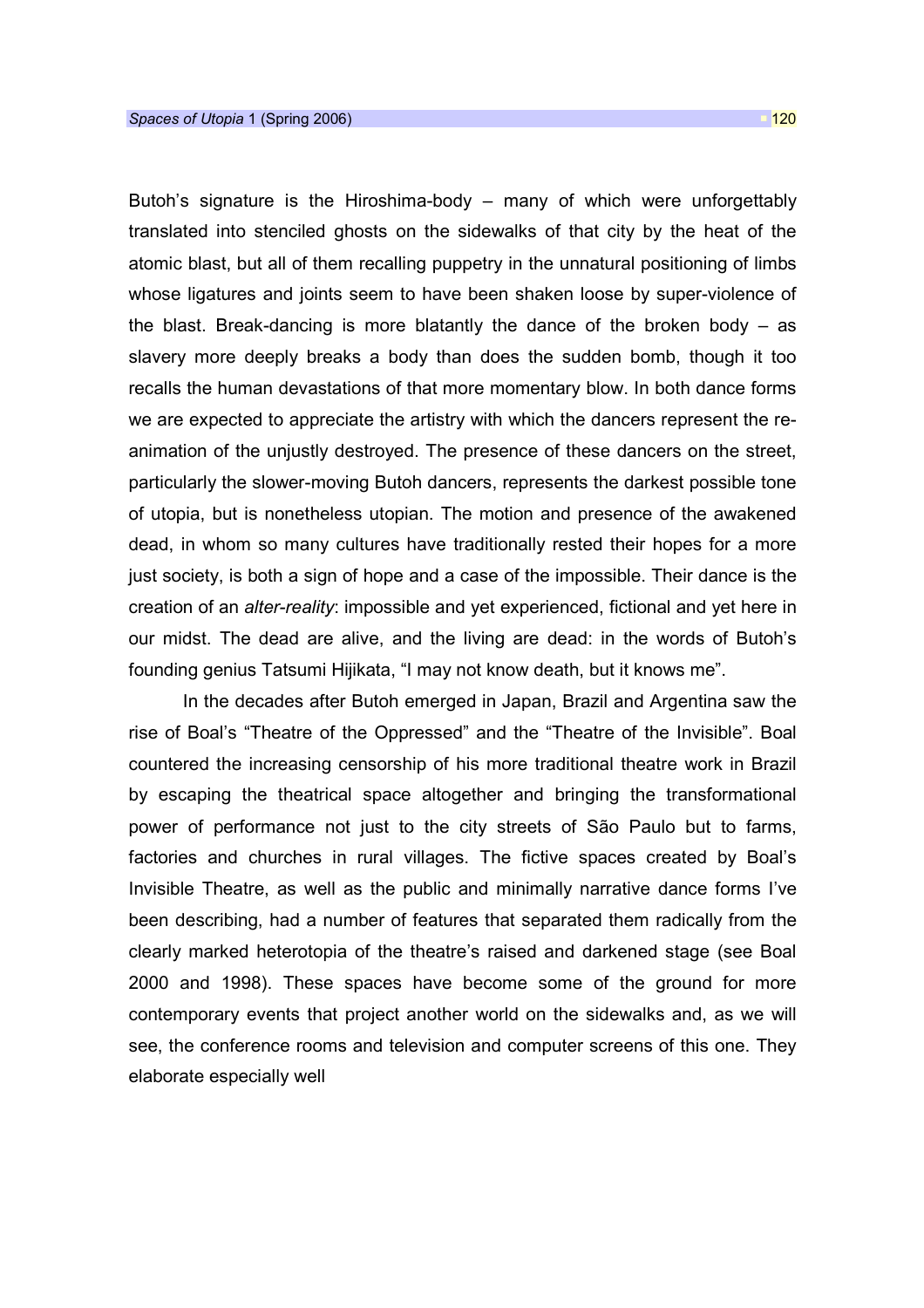Butoh's signature is the Hiroshima-body – many of which were unforgettably translated into stenciled ghosts on the sidewalks of that city by the heat of the atomic blast, but all of them recalling puppetry in the unnatural positioning of limbs whose ligatures and joints seem to have been shaken loose by super-violence of the blast. Break-dancing is more blatantly the dance of the broken body – as slavery more deeply breaks a body than does the sudden bomb, though it too recalls the human devastations of that more momentary blow. In both dance forms we are expected to appreciate the artistry with which the dancers represent the re-animation of the unjustly destroyed. The presence of these dancers on the street, particularly the slower-moving Butoh dancers, represents the darkest possible tone of utopia, but is nonetheless utopian. The motion and presence of the awakened dead, in whom so many cultures have traditionally rested their hopes for a more just society, is both a sign of hope and a case of the impossible. Their dance is the creation of an *alter-reality*: impossible and yet experienced, fictional and yet here in our midst. The dead are alive, and the living are dead: in the words of Butoh's founding genius Tatsumi Hijikata, "I may not know death, but it knows me".

In the decades after Butoh emerged in Japan, Brazil and Argentina saw the rise of Boal's "Theatre of the Oppressed" and the "Theatre of the Invisible". Boal countered the increasing censorship of his more traditional theatre work in Brazil by escaping the theatrical space altogether and bringing the transformational power of performance not just to the city streets of São Paulo but to farms, factories and churches in rural villages. The fictive spaces created by Boal's Invisible Theatre, as well as the public and minimally narrative dance forms I've been describing, had a number of features that separated them radically from the clearly marked heterotopia of the theatre's raised and darkened stage (see Boal 2000 and 1998). These spaces have become some of the ground for more contemporary events that project another world on the sidewalks and, as we will see, the conference rooms and television and computer screens of this one. They elaborate especially well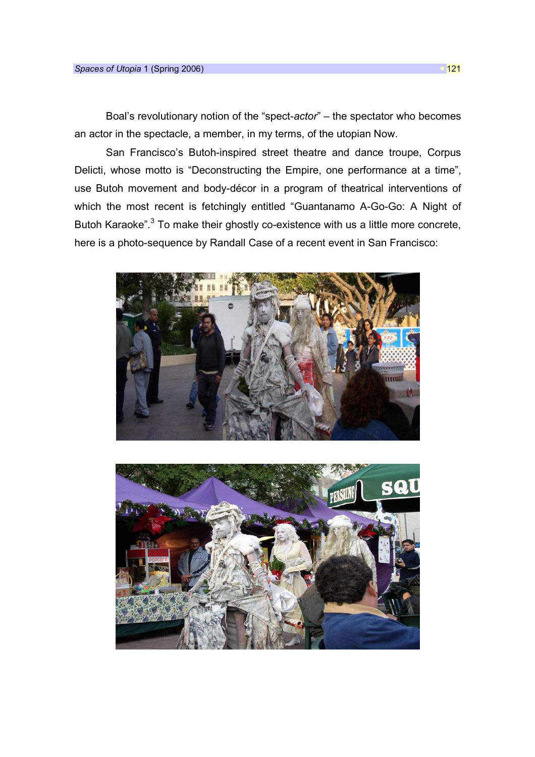Boal's revolutionary notion of the "spect-*actor*" – the spectator who becomes an actor in the spectacle, a member, in my terms, of the utopian Now.

San Francisco's Butoh-inspired street theatre and dance troupe, Corpus Delicti, whose motto is "Deconstructing the Empire, one performance at a time", use Butoh movement and body-décor in a program of theatrical interventions of which the most recent is fetchingly entitled "Guantanamo A-Go-Go: A Night of Butoh Karaoke".[3] To make their ghostly co-existence with us a little more concrete, here is a photo-sequence by Randall Case of a recent event in San Francisco: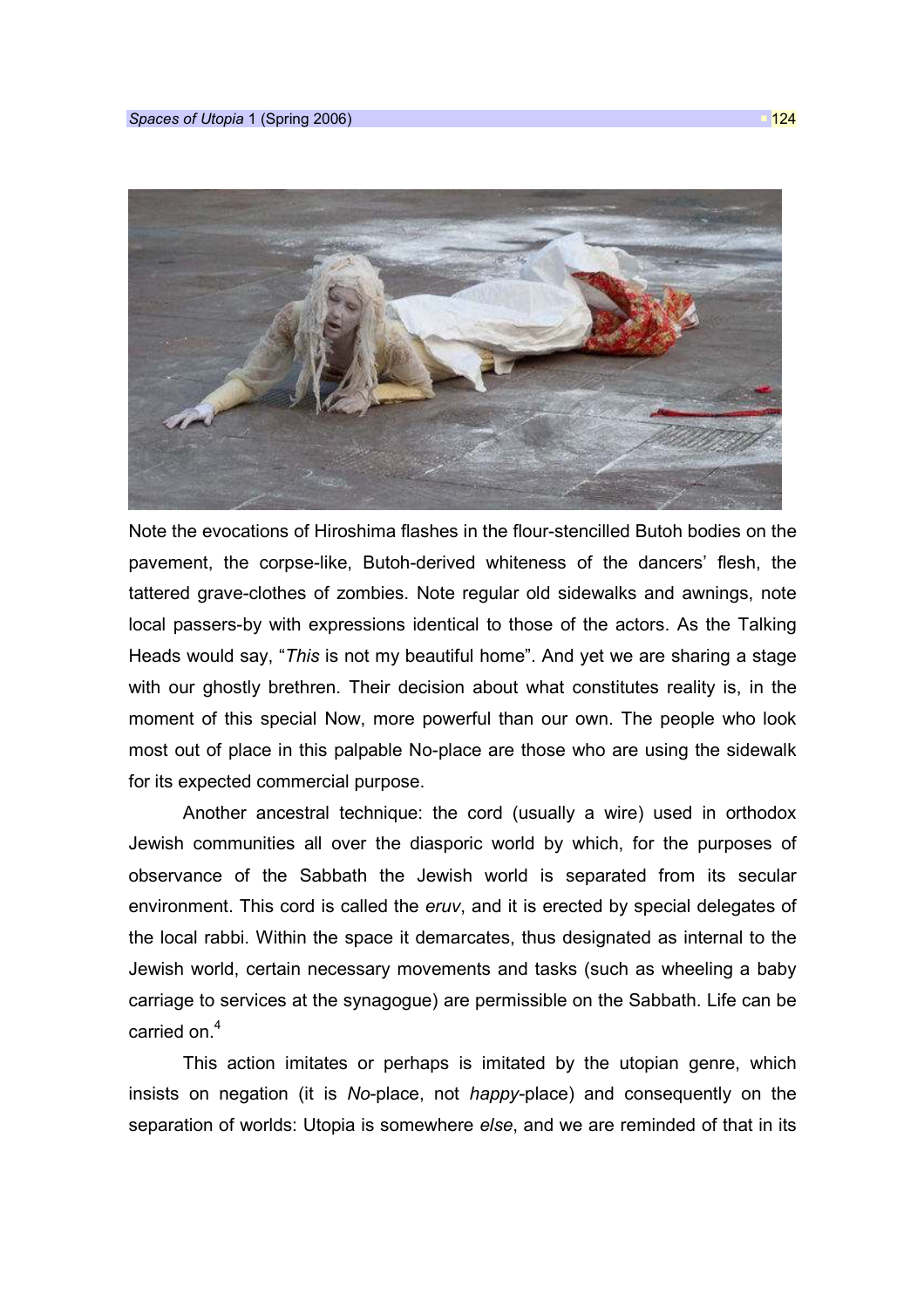Note the evocations of Hiroshima flashes in the flour-stencilled Butoh bodies on the pavement, the corpse-like, Butoh-derived whiteness of the dancers' flesh, the tattered grave-clothes of zombies. Note regular old sidewalks and awnings, note local passers-by with expressions identical to those of the actors. As the Talking Heads would say, "*This* is not my beautiful home". And yet we are sharing a stage with our ghostly brethren. Their decision about what constitutes reality is, in the moment of this special Now, more powerful than our own. The people who look most out of place in this palpable No-place are those who are using the sidewalk for its expected commercial purpose.

Another ancestral technique: the cord (usually a wire) used in orthodox Jewish communities all over the diasporic world by which, for the purposes of observance of the Sabbath the Jewish world is separated from its secular environment. This cord is called the *eruv*, and it is erected by special delegates of the local rabbi. Within the space it demarcates, thus designated as internal to the Jewish world, certain necessary movements and tasks (such as wheeling a baby carriage to services at the synagogue) are permissible on the Sabbath. Life can be carried on.[4]

This action imitates or perhaps is imitated by the utopian genre, which insists on negation (it is *No*-place, not *happy*-place) and consequently on the separation of worlds: Utopia is somewhere *else*, and we are reminded of that in its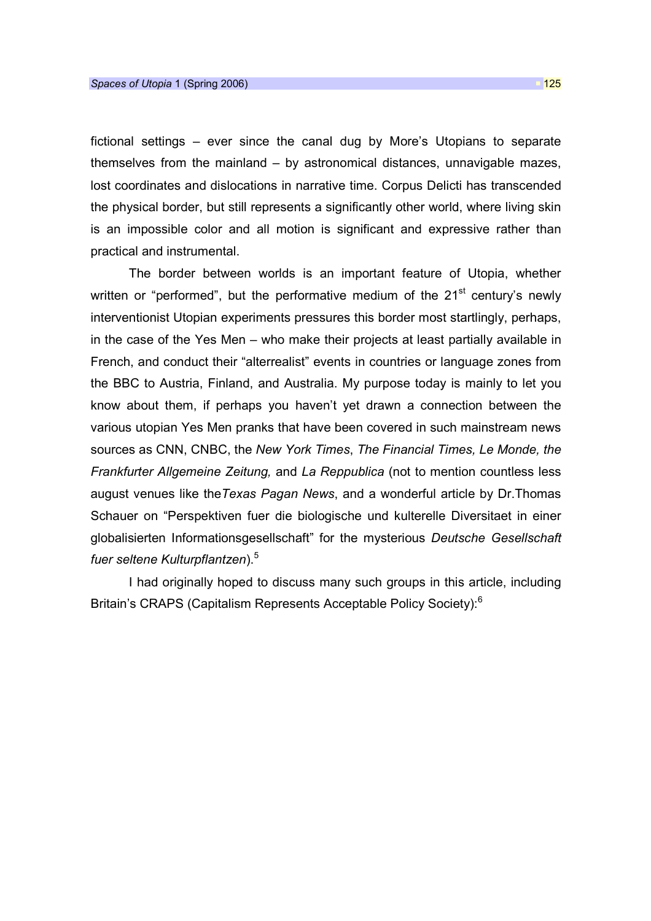fictional settings – ever since the canal dug by More's Utopians to separate themselves from the mainland – by astronomical distances, unnavigable mazes, lost coordinates and dislocations in narrative time. Corpus Delicti has transcended the physical border, but still represents a significantly other world, where living skin is an impossible color and all motion is significant and expressive rather than practical and instrumental.

The border between worlds is an important feature of Utopia, whether written or "performed", but the performative medium of the 21st century's newly interventionist Utopian experiments pressures this border most startlingly, perhaps, in the case of the Yes Men – who make their projects at least partially available in French, and conduct their "alterrealist" events in countries or language zones from the BBC to Austria, Finland, and Australia. My purpose today is mainly to let you know about them, if perhaps you haven't yet drawn a connection between the various utopian Yes Men pranks that have been covered in such mainstream news sources as CNN, CNBC, the *New York Times*, *The Financial Times, Le Monde, the Frankfurter Allgemeine Zeitung,* and *La Reppublica* (not to mention countless less august venues like the*Texas Pagan News*, and a wonderful article by Dr.Thomas Schauer on "Perspektiven fuer die biologische und kulterelle Diversitaet in einer globalisierten Informationsgesellschaft" for the mysterious *Deutsche Gesellschaft fuer seltene Kulturpflantzen*).[5]

I had originally hoped to discuss many such groups in this article, including Britain's CRAPS (Capitalism Represents Acceptable Policy Society):[6]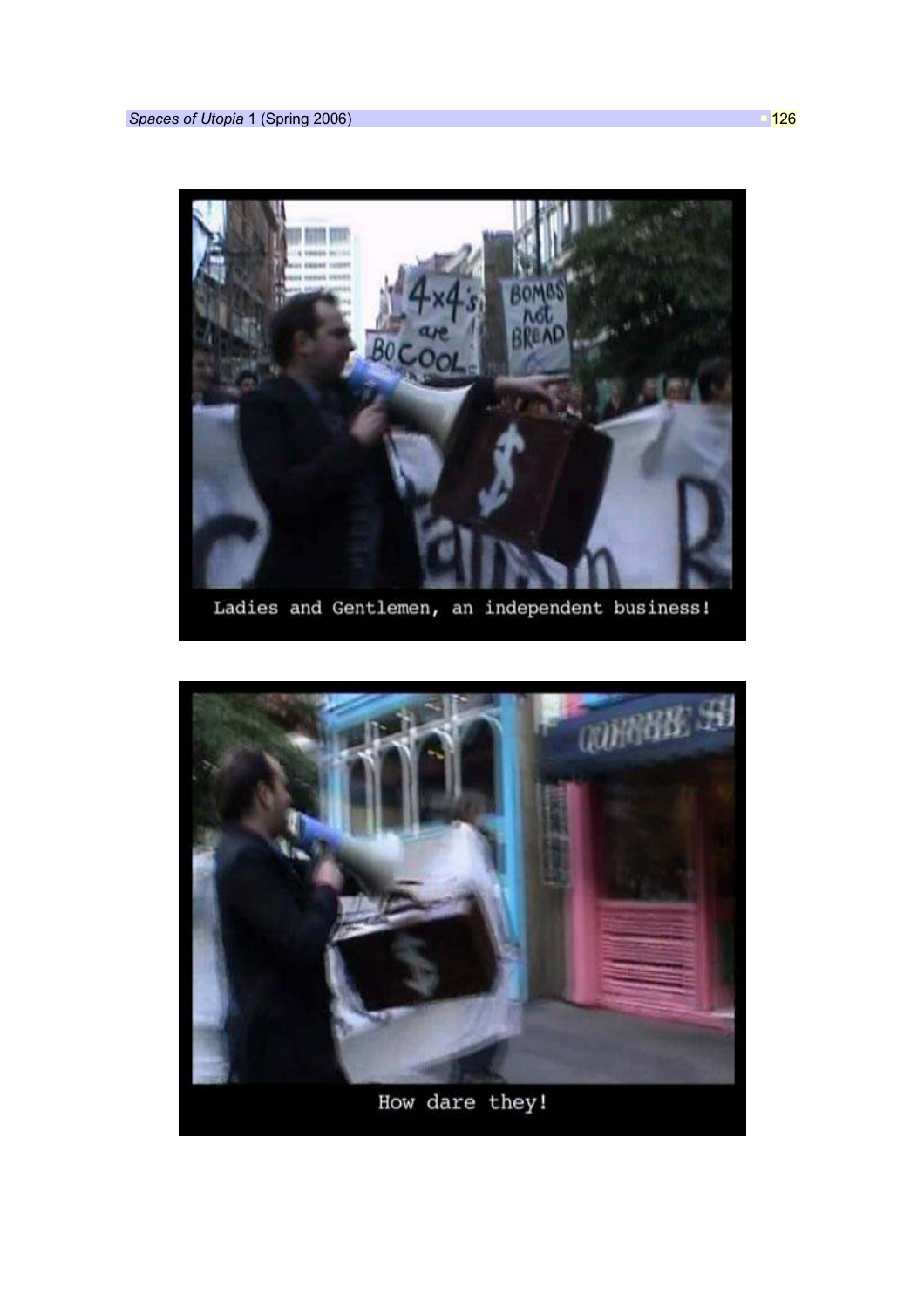Ladies and Gentlemen, an independent business!

How dare they!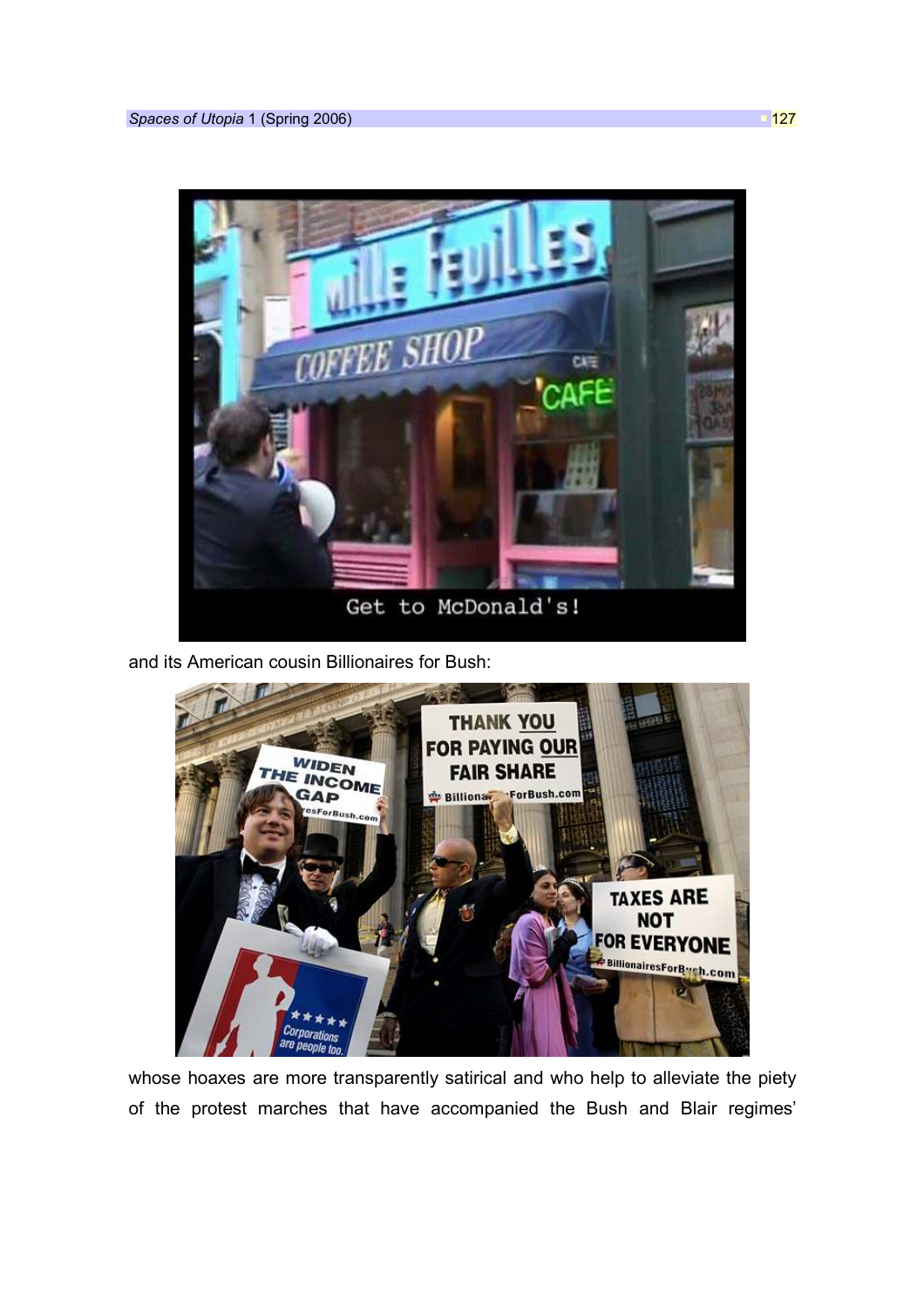and its American cousin Billionaires for Bush:

whose hoaxes are more transparently satirical and who help to alleviate the piety of the protest marches that have accompanied the Bush and Blair regimes'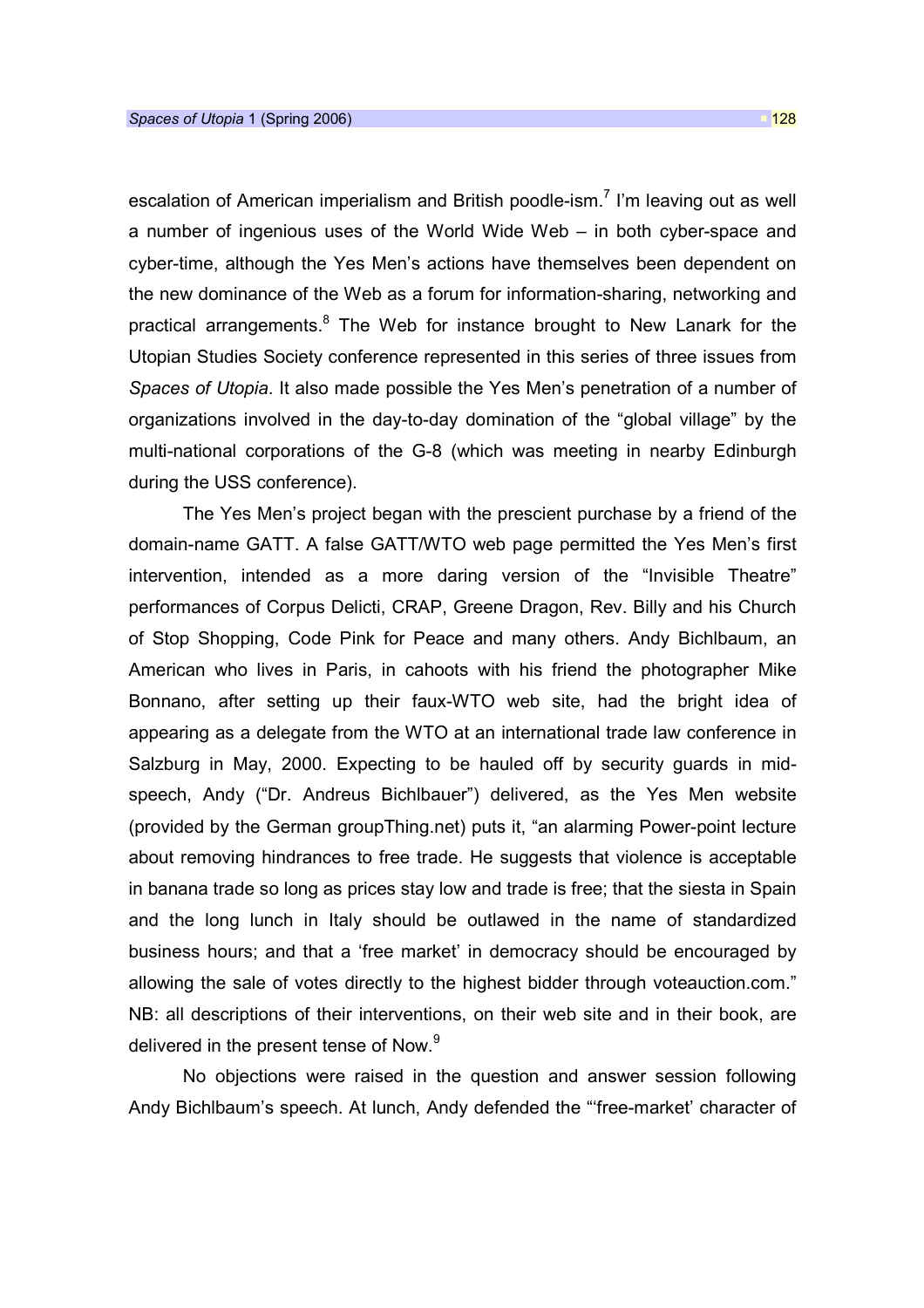escalation of American imperialism and British poodle-ism.[7] I'm leaving out as well a number of ingenious uses of the World Wide Web – in both cyber-space and cyber-time, although the Yes Men's actions have themselves been dependent on the new dominance of the Web as a forum for information-sharing, networking and practical arrangements.[8] The Web for instance brought to New Lanark for the Utopian Studies Society conference represented in this series of three issues from *Spaces of Utopia*. It also made possible the Yes Men's penetration of a number of organizations involved in the day-to-day domination of the "global village" by the multi-national corporations of the G-8 (which was meeting in nearby Edinburgh during the USS conference).

The Yes Men's project began with the prescient purchase by a friend of the domain-name GATT. A false GATT/WTO web page permitted the Yes Men's first intervention, intended as a more daring version of the "Invisible Theatre" performances of Corpus Delicti, CRAP, Greene Dragon, Rev. Billy and his Church of Stop Shopping, Code Pink for Peace and many others. Andy Bichlbaum, an American who lives in Paris, in cahoots with his friend the photographer Mike Bonnano, after setting up their faux-WTO web site, had the bright idea of appearing as a delegate from the WTO at an international trade law conference in Salzburg in May, 2000. Expecting to be hauled off by security guards in mid-speech, Andy ("Dr. Andreus Bichlbauer") delivered, as the Yes Men website (provided by the German groupThing.net) puts it, "an alarming Power-point lecture about removing hindrances to free trade. He suggests that violence is acceptable in banana trade so long as prices stay low and trade is free; that the siesta in Spain and the long lunch in Italy should be outlawed in the name of standardized business hours; and that a 'free market' in democracy should be encouraged by allowing the sale of votes directly to the highest bidder through voteauction.com." NB: all descriptions of their interventions, on their web site and in their book, are delivered in the present tense of Now.[9]

No objections were raised in the question and answer session following Andy Bichlbaum's speech. At lunch, Andy defended the "'free-market' character of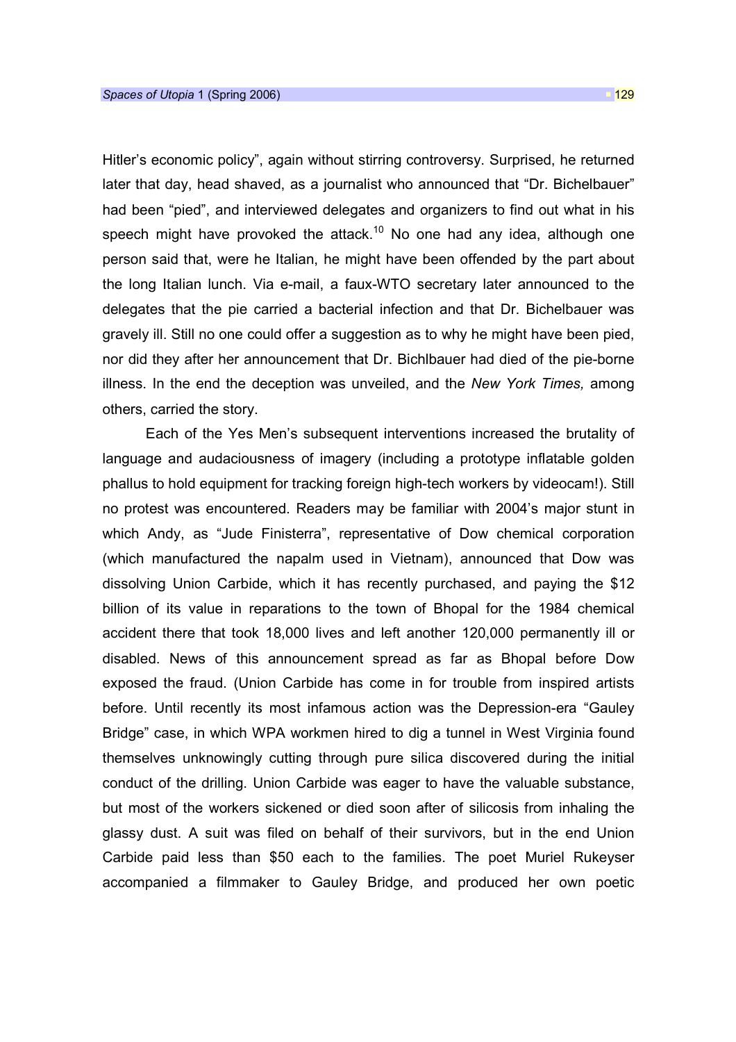Hitler's economic policy", again without stirring controversy. Surprised, he returned later that day, head shaved, as a journalist who announced that "Dr. Bichelbauer" had been "pied", and interviewed delegates and organizers to find out what in his speech might have provoked the attack.[10] No one had any idea, although one person said that, were he Italian, he might have been offended by the part about the long Italian lunch. Via e-mail, a faux-WTO secretary later announced to the delegates that the pie carried a bacterial infection and that Dr. Bichelbauer was gravely ill. Still no one could offer a suggestion as to why he might have been pied, nor did they after her announcement that Dr. Bichlbauer had died of the pie-borne illness. In the end the deception was unveiled, and the *New York Times,* among others, carried the story.

Each of the Yes Men's subsequent interventions increased the brutality of language and audaciousness of imagery (including a prototype inflatable golden phallus to hold equipment for tracking foreign high-tech workers by videocam!). Still no protest was encountered. Readers may be familiar with 2004's major stunt in which Andy, as "Jude Finisterra", representative of Dow chemical corporation (which manufactured the napalm used in Vietnam), announced that Dow was dissolving Union Carbide, which it has recently purchased, and paying the $12 billion of its value in reparations to the town of Bhopal for the 1984 chemical accident there that took 18,000 lives and left another 120,000 permanently ill or disabled. News of this announcement spread as far as Bhopal before Dow exposed the fraud. (Union Carbide has come in for trouble from inspired artists before. Until recently its most infamous action was the Depression-era "Gauley Bridge" case, in which WPA workmen hired to dig a tunnel in West Virginia found themselves unknowingly cutting through pure silica discovered during the initial conduct of the drilling. Union Carbide was eager to have the valuable substance, but most of the workers sickened or died soon after of silicosis from inhaling the glassy dust. A suit was filed on behalf of their survivors, but in the end Union Carbide paid less than $50 each to the families. The poet Muriel Rukeyser accompanied a filmmaker to Gauley Bridge, and produced her own poetic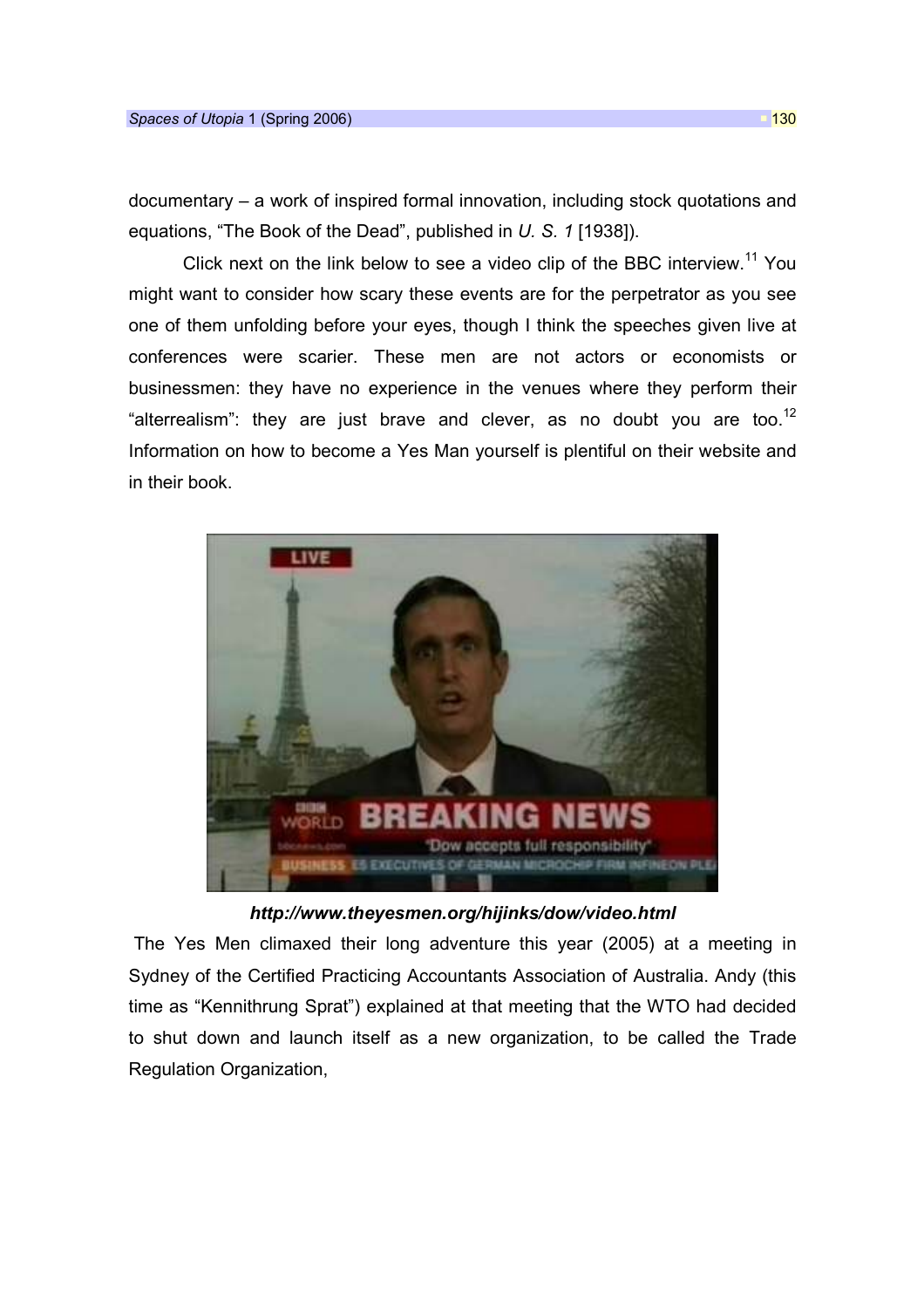documentary – a work of inspired formal innovation, including stock quotations and equations, "The Book of the Dead", published in *U. S. 1* [1938]).

Click next on the link below to see a video clip of the BBC interview.[11] You might want to consider how scary these events are for the perpetrator as you see one of them unfolding before your eyes, though I think the speeches given live at conferences were scarier. These men are not actors or economists or businessmen: they have no experience in the venues where they perform their "alterrealism": they are just brave and clever, as no doubt you are too.[12] Information on how to become a Yes Man yourself is plentiful on their website and in their book.

***http://www.theyesmen.org/hijinks/dow/video.html***

The Yes Men climaxed their long adventure this year (2005) at a meeting in Sydney of the Certified Practicing Accountants Association of Australia. Andy (this time as "Kennithrung Sprat") explained at that meeting that the WTO had decided to shut down and launch itself as a new organization, to be called the Trade Regulation Organization,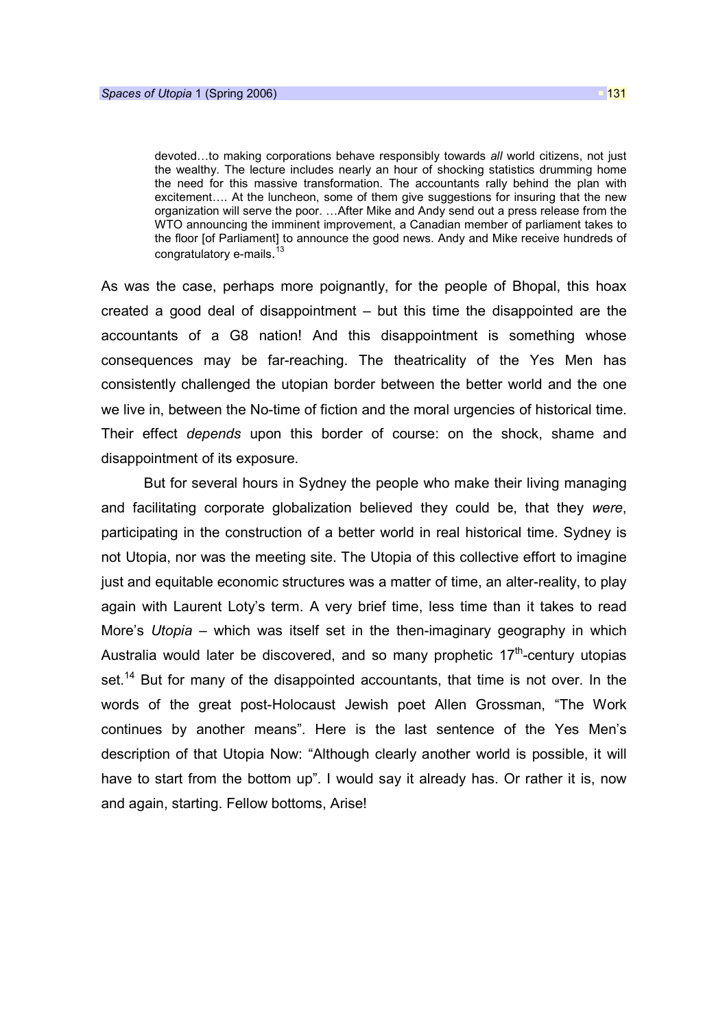> devoted…to making corporations behave responsibly towards *all* world citizens, not just the wealthy. The lecture includes nearly an hour of shocking statistics drumming home the need for this massive transformation. The accountants rally behind the plan with excitement…. At the luncheon, some of them give suggestions for insuring that the new organization will serve the poor. …After Mike and Andy send out a press release from the WTO announcing the imminent improvement, a Canadian member of parliament takes to the floor [of Parliament] to announce the good news. Andy and Mike receive hundreds of congratulatory e-mails.[13]

As was the case, perhaps more poignantly, for the people of Bhopal, this hoax created a good deal of disappointment – but this time the disappointed are the accountants of a G8 nation! And this disappointment is something whose consequences may be far-reaching. The theatricality of the Yes Men has consistently challenged the utopian border between the better world and the one we live in, between the No-time of fiction and the moral urgencies of historical time. Their effect *depends* upon this border of course: on the shock, shame and disappointment of its exposure.

But for several hours in Sydney the people who make their living managing and facilitating corporate globalization believed they could be, that they *were*, participating in the construction of a better world in real historical time. Sydney is not Utopia, nor was the meeting site. The Utopia of this collective effort to imagine just and equitable economic structures was a matter of time, an alter-reality, to play again with Laurent Loty's term. A very brief time, less time than it takes to read More's *Utopia* – which was itself set in the then-imaginary geography in which Australia would later be discovered, and so many prophetic 17th-century utopias set.[14] But for many of the disappointed accountants, that time is not over. In the words of the great post-Holocaust Jewish poet Allen Grossman, "The Work continues by another means". Here is the last sentence of the Yes Men's description of that Utopia Now: "Although clearly another world is possible, it will have to start from the bottom up". I would say it already has. Or rather it is, now and again, starting. Fellow bottoms, Arise!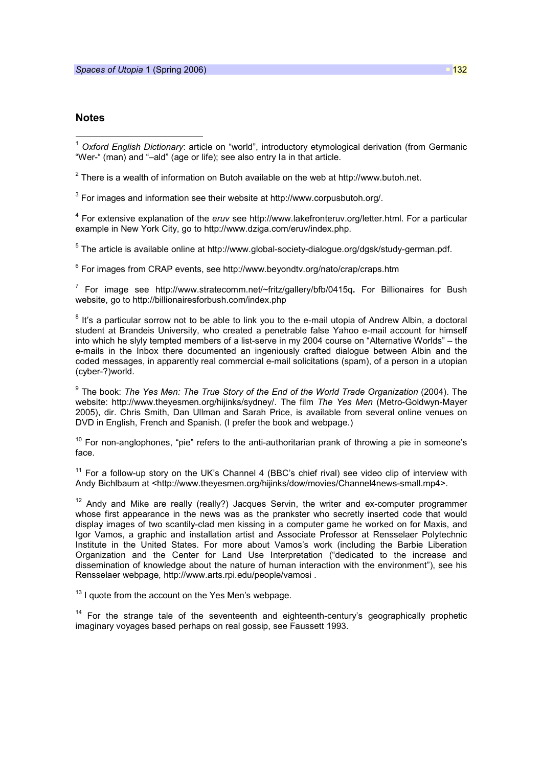## Notes

[1] *Oxford English Dictionary*: article on "world", introductory etymological derivation (from Germanic "Wer-" (man) and "–ald" (age or life); see also entry Ia in that article.

[2] There is a wealth of information on Butoh available on the web at http://www.butoh.net.

[3] For images and information see their website at http://www.corpusbutoh.org/.

[4] For extensive explanation of the *eruv* see http://www.lakefronteruv.org/letter.html. For a particular example in New York City, go to http://www.dziga.com/eruv/index.php.

[5] The article is available online at http://www.global-society-dialogue.org/dgsk/study-german.pdf.

[6] For images from CRAP events, see http://www.beyondtv.org/nato/crap/craps.htm

[7] For image see http://www.stratecomm.net/~fritz/gallery/bfb/0415q**.** For Billionaires for Bush website, go to http://billionairesforbush.com/index.php

[8] It's a particular sorrow not to be able to link you to the e-mail utopia of Andrew Albin, a doctoral student at Brandeis University, who created a penetrable false Yahoo e-mail account for himself into which he slyly tempted members of a list-serve in my 2004 course on "Alternative Worlds" – the e-mails in the Inbox there documented an ingeniously crafted dialogue between Albin and the coded messages, in apparently real commercial e-mail solicitations (spam), of a person in a utopian (cyber-?)world.

[9] The book: *The Yes Men: The True Story of the End of the World Trade Organization* (2004). The website: http://www.theyesmen.org/hijinks/sydney/. The film *The Yes Men* (Metro-Goldwyn-Mayer 2005), dir. Chris Smith, Dan Ullman and Sarah Price, is available from several online venues on DVD in English, French and Spanish. (I prefer the book and webpage.)

[10] For non-anglophones, "pie" refers to the anti-authoritarian prank of throwing a pie in someone's face.

[11] For a follow-up story on the UK's Channel 4 (BBC's chief rival) see video clip of interview with Andy Bichlbaum at <http://www.theyesmen.org/hijinks/dow/movies/Channel4news-small.mp4>.

[12] Andy and Mike are really (really?) Jacques Servin, the writer and ex-computer programmer whose first appearance in the news was as the prankster who secretly inserted code that would display images of two scantily-clad men kissing in a computer game he worked on for Maxis, and Igor Vamos, a graphic and installation artist and Associate Professor at Rensselaer Polytechnic Institute in the United States. For more about Vamos's work (including the Barbie Liberation Organization and the Center for Land Use Interpretation ("dedicated to the increase and dissemination of knowledge about the nature of human interaction with the environment"), see his Rensselaer webpage, http://www.arts.rpi.edu/people/vamosi .

[13] I quote from the account on the Yes Men's webpage.

[14] For the strange tale of the seventeenth and eighteenth-century's geographically prophetic imaginary voyages based perhaps on real gossip, see Faussett 1993.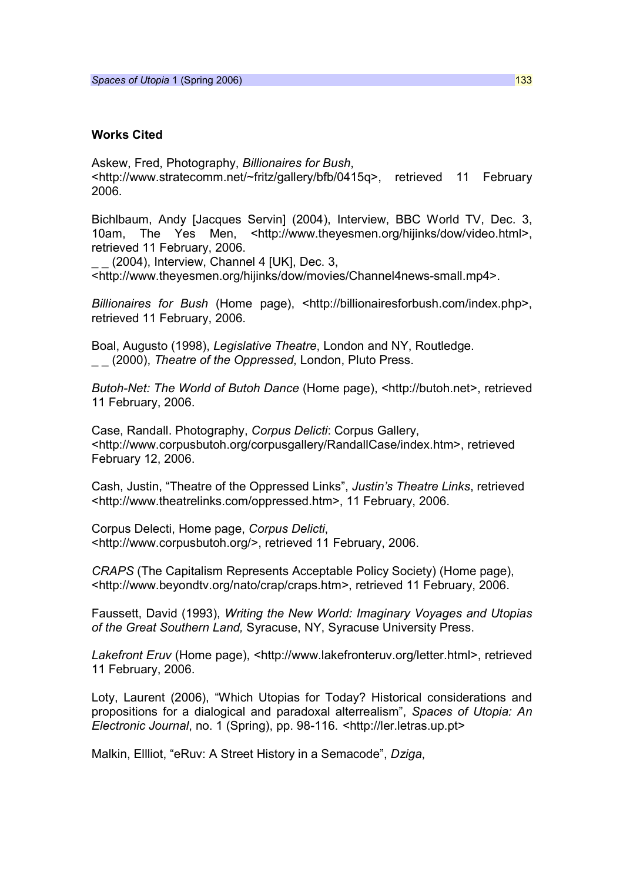## Works Cited

Askew, Fred, Photography, *Billionaires for Bush*, <http://www.stratecomm.net/~fritz/gallery/bfb/0415q>, retrieved 11 February 2006.

Bichlbaum, Andy [Jacques Servin] (2004), Interview, BBC World TV, Dec. 3, 10am, The Yes Men, <http://www.theyesmen.org/hijinks/dow/video.html>, retrieved 11 February, 2006.
_ _ (2004), Interview, Channel 4 [UK], Dec. 3, <http://www.theyesmen.org/hijinks/dow/movies/Channel4news-small.mp4>.

*Billionaires for Bush* (Home page), <http://billionairesforbush.com/index.php>, retrieved 11 February, 2006.

Boal, Augusto (1998), *Legislative Theatre*, London and NY, Routledge.
_ _ (2000), *Theatre of the Oppressed*, London, Pluto Press.

*Butoh-Net: The World of Butoh Dance* (Home page), <http://butoh.net>, retrieved 11 February, 2006.

Case, Randall. Photography, *Corpus Delicti*: Corpus Gallery, <http://www.corpusbutoh.org/corpusgallery/RandallCase/index.htm>, retrieved February 12, 2006.

Cash, Justin, "Theatre of the Oppressed Links", *Justin's Theatre Links*, retrieved <http://www.theatrelinks.com/oppressed.htm>, 11 February, 2006.

Corpus Delecti, Home page, *Corpus Delicti*, <http://www.corpusbutoh.org/>, retrieved 11 February, 2006.

*CRAPS* (The Capitalism Represents Acceptable Policy Society) (Home page), <http://www.beyondtv.org/nato/crap/craps.htm>, retrieved 11 February, 2006.

Faussett, David (1993), *Writing the New World: Imaginary Voyages and Utopias of the Great Southern Land,* Syracuse, NY, Syracuse University Press.

*Lakefront Eruv* (Home page), <http://www.lakefronteruv.org/letter.html>, retrieved 11 February, 2006.

Loty, Laurent (2006), "Which Utopias for Today? Historical considerations and propositions for a dialogical and paradoxal alterrealism", *Spaces of Utopia: An Electronic Journal*, no. 1 (Spring), pp. 98-116. <http://ler.letras.up.pt>

Malkin, Ellliot, "eRuv: A Street History in a Semacode", *Dziga*,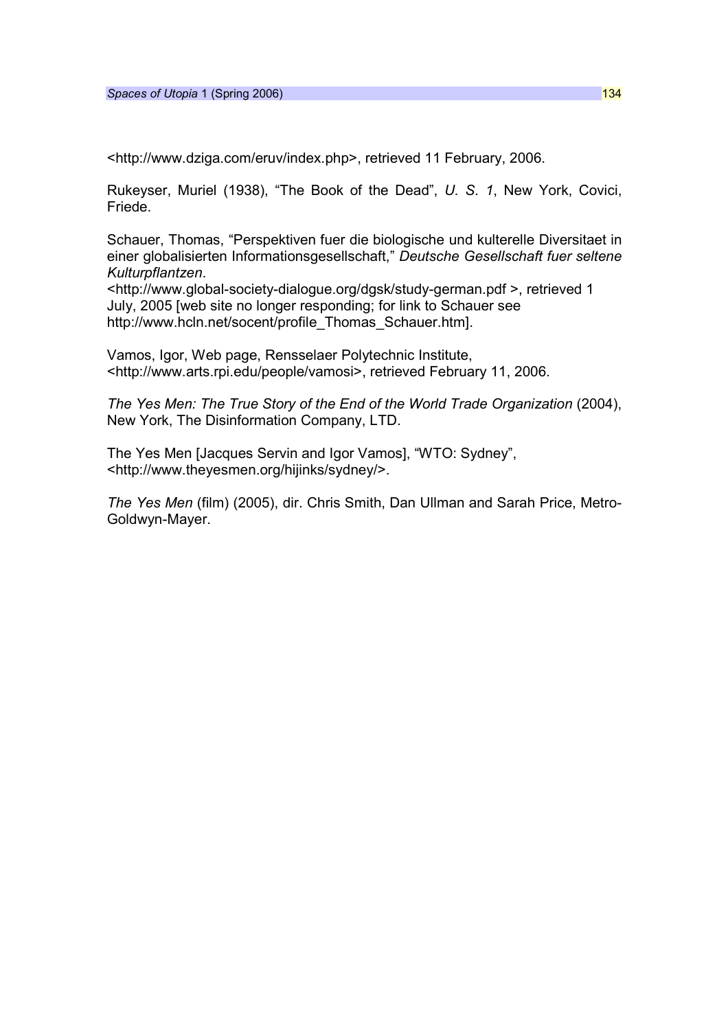<http://www.dziga.com/eruv/index.php>, retrieved 11 February, 2006.

Rukeyser, Muriel (1938), "The Book of the Dead", *U. S. 1*, New York, Covici, Friede.

Schauer, Thomas, "Perspektiven fuer die biologische und kulterelle Diversitaet in einer globalisierten Informationsgesellschaft," *Deutsche Gesellschaft fuer seltene Kulturpflantzen*.
<http://www.global-society-dialogue.org/dgsk/study-german.pdf >, retrieved 1 July, 2005 [web site no longer responding; for link to Schauer see http://www.hcln.net/socent/profile_Thomas_Schauer.htm].

Vamos, Igor, Web page, Rensselaer Polytechnic Institute, <http://www.arts.rpi.edu/people/vamosi>, retrieved February 11, 2006.

*The Yes Men: The True Story of the End of the World Trade Organization* (2004), New York, The Disinformation Company, LTD.

The Yes Men [Jacques Servin and Igor Vamos], "WTO: Sydney", <http://www.theyesmen.org/hijinks/sydney/>.

*The Yes Men* (film) (2005), dir. Chris Smith, Dan Ullman and Sarah Price, Metro-Goldwyn-Mayer.